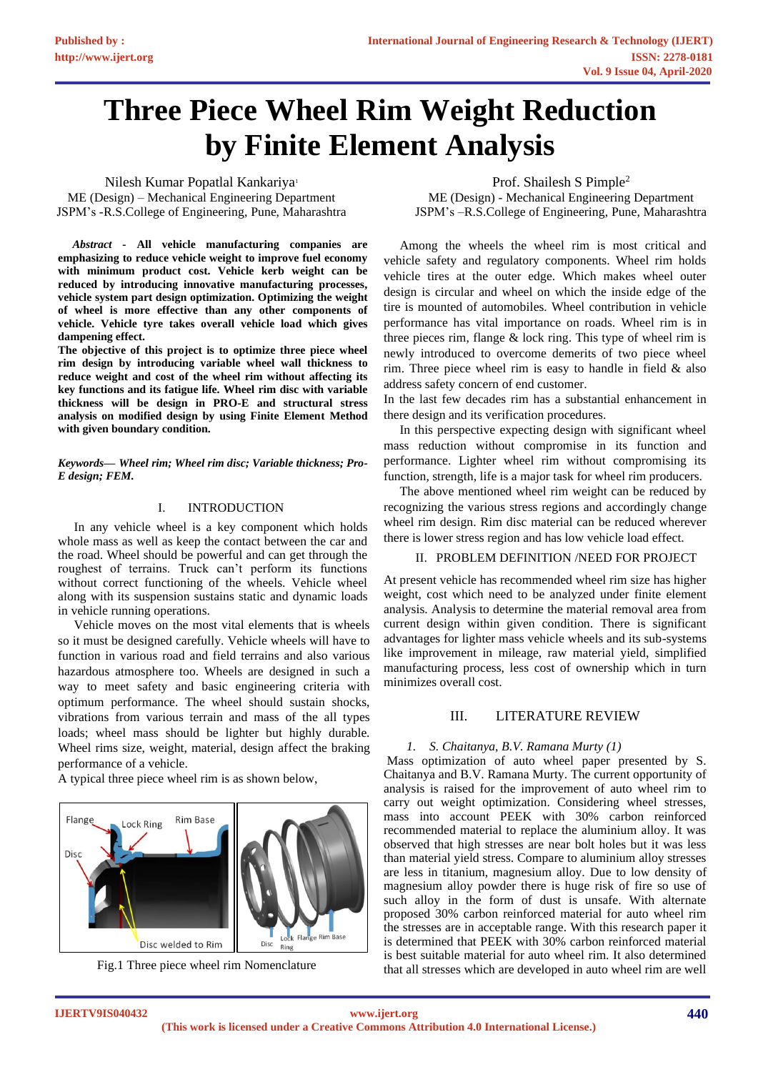# Three Piece Wheel Rim Weight Reduction by Finite Element Analysis

Nilesh Kumar Popatlal Kankariya[1]
ME (Design) – Mechanical Engineering Department
JSPM's -R.S.College of Engineering, Pune, Maharashtra

Prof. Shailesh S Pimple[2]
ME (Design) - Mechanical Engineering Department
JSPM's –R.S.College of Engineering, Pune, Maharashtra

***Abstract* - All vehicle manufacturing companies are emphasizing to reduce vehicle weight to improve fuel economy with minimum product cost. Vehicle kerb weight can be reduced by introducing innovative manufacturing processes, vehicle system part design optimization. Optimizing the weight of wheel is more effective than any other components of vehicle. Vehicle tyre takes overall vehicle load which gives dampening effect.**

**The objective of this project is to optimize three piece wheel rim design by introducing variable wheel wall thickness to reduce weight and cost of the wheel rim without affecting its key functions and its fatigue life. Wheel rim disc with variable thickness will be design in PRO-E and structural stress analysis on modified design by using Finite Element Method with given boundary condition.**

***Keywords— Wheel rim; Wheel rim disc; Variable thickness; Pro-E design; FEM.***

## I. INTRODUCTION

In any vehicle wheel is a key component which holds whole mass as well as keep the contact between the car and the road. Wheel should be powerful and can get through the roughest of terrains. Truck can't perform its functions without correct functioning of the wheels. Vehicle wheel along with its suspension sustains static and dynamic loads in vehicle running operations.

Vehicle moves on the most vital elements that is wheels so it must be designed carefully. Vehicle wheels will have to function in various road and field terrains and also various hazardous atmosphere too. Wheels are designed in such a way to meet safety and basic engineering criteria with optimum performance. The wheel should sustain shocks, vibrations from various terrain and mass of the all types loads; wheel mass should be lighter but highly durable. Wheel rims size, weight, material, design affect the braking performance of a vehicle.

A typical three piece wheel rim is as shown below,

Fig.1 Three piece wheel rim Nomenclature

Among the wheels the wheel rim is most critical and vehicle safety and regulatory components. Wheel rim holds vehicle tires at the outer edge. Which makes wheel outer design is circular and wheel on which the inside edge of the tire is mounted of automobiles. Wheel contribution in vehicle performance has vital importance on roads. Wheel rim is in three pieces rim, flange & lock ring. This type of wheel rim is newly introduced to overcome demerits of two piece wheel rim. Three piece wheel rim is easy to handle in field & also address safety concern of end customer.

In the last few decades rim has a substantial enhancement in there design and its verification procedures.

In this perspective expecting design with significant wheel mass reduction without compromise in its function and performance. Lighter wheel rim without compromising its function, strength, life is a major task for wheel rim producers.

The above mentioned wheel rim weight can be reduced by recognizing the various stress regions and accordingly change wheel rim design. Rim disc material can be reduced wherever there is lower stress region and has low vehicle load effect.

## II. PROBLEM DEFINITION /NEED FOR PROJECT

At present vehicle has recommended wheel rim size has higher weight, cost which need to be analyzed under finite element analysis. Analysis to determine the material removal area from current design within given condition. There is significant advantages for lighter mass vehicle wheels and its sub-systems like improvement in mileage, raw material yield, simplified manufacturing process, less cost of ownership which in turn minimizes overall cost.

## III. LITERATURE REVIEW

### *1. S. Chaitanya, B.V. Ramana Murty (1)*

Mass optimization of auto wheel paper presented by S. Chaitanya and B.V. Ramana Murty. The current opportunity of analysis is raised for the improvement of auto wheel rim to carry out weight optimization. Considering wheel stresses, mass into account PEEK with 30% carbon reinforced recommended material to replace the aluminium alloy. It was observed that high stresses are near bolt holes but it was less than material yield stress. Compare to aluminium alloy stresses are less in titanium, magnesium alloy. Due to low density of magnesium alloy powder there is huge risk of fire so use of such alloy in the form of dust is unsafe. With alternate proposed 30% carbon reinforced material for auto wheel rim the stresses are in acceptable range. With this research paper it is determined that PEEK with 30% carbon reinforced material is best suitable material for auto wheel rim. It also determined that all stresses which are developed in auto wheel rim are well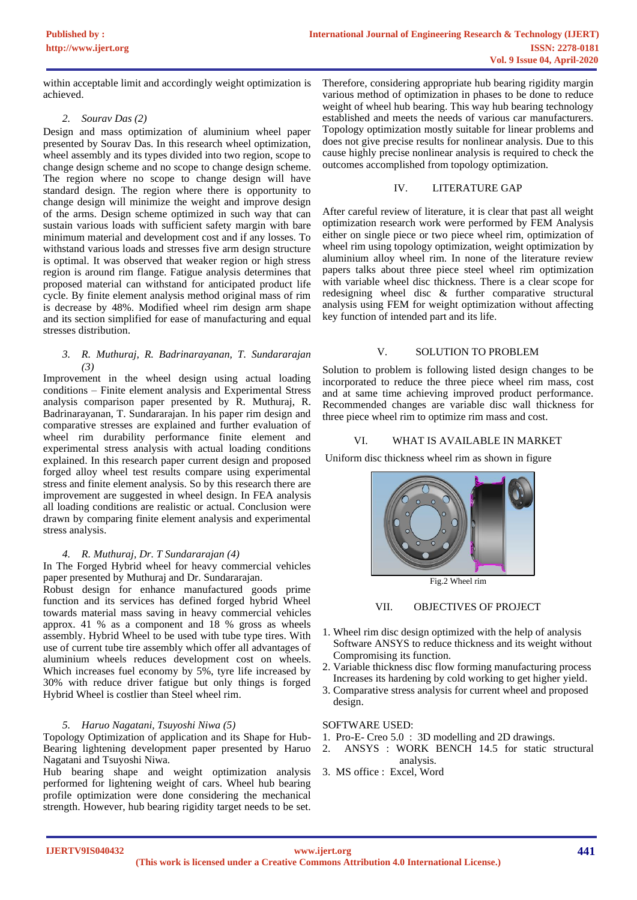within acceptable limit and accordingly weight optimization is achieved.

*2. Sourav Das (2)*

Design and mass optimization of aluminium wheel paper presented by Sourav Das. In this research wheel optimization, wheel assembly and its types divided into two region, scope to change design scheme and no scope to change design scheme. The region where no scope to change design will have standard design. The region where there is opportunity to change design will minimize the weight and improve design of the arms. Design scheme optimized in such way that can sustain various loads with sufficient safety margin with bare minimum material and development cost and if any losses. To withstand various loads and stresses five arm design structure is optimal. It was observed that weaker region or high stress region is around rim flange. Fatigue analysis determines that proposed material can withstand for anticipated product life cycle. By finite element analysis method original mass of rim is decrease by 48%. Modified wheel rim design arm shape and its section simplified for ease of manufacturing and equal stresses distribution.

*3. R. Muthuraj, R. Badrinarayanan, T. Sundararajan (3)*

Improvement in the wheel design using actual loading conditions – Finite element Analysis and Experimental Stress analysis comparison paper presented by R. Muthuraj, R. Badrinarayanan, T. Sundararajan. In his paper rim design and comparative stresses are explained and further evaluation of wheel rim durability performance finite element and experimental stress analysis with actual loading conditions explained. In this research paper current design and proposed forged alloy wheel test results compare using experimental stress and finite element analysis. So by this research there are improvement are suggested in wheel design. In FEA analysis all loading conditions are realistic or actual. Conclusion were drawn by comparing finite element analysis and experimental stress analysis.

*4. R. Muthuraj, Dr. T Sundararajan (4)*

In The Forged Hybrid wheel for heavy commercial vehicles paper presented by Muthuraj and Dr. Sundararajan.

Robust design for enhance manufactured goods prime function and its services has defined forged hybrid Wheel towards material mass saving in heavy commercial vehicles approx. 41 % as a component and 18 % gross as wheels assembly. Hybrid Wheel to be used with tube type tires. With use of current tube tire assembly which offer all advantages of aluminium wheels reduces development cost on wheels. Which increases fuel economy by 5%, tyre life increased by 30% with reduce driver fatigue but only things is forged Hybrid Wheel is costlier than Steel wheel rim.

*5. Haruo Nagatani, Tsuyoshi Niwa (5)*

Topology Optimization of application and its Shape for Hub-Bearing lightening development paper presented by Haruo Nagatani and Tsuyoshi Niwa.

Hub bearing shape and weight optimization analysis performed for lightening weight of cars. Wheel hub bearing profile optimization were done considering the mechanical strength. However, hub bearing rigidity target needs to be set. Therefore, considering appropriate hub bearing rigidity margin various method of optimization in phases to be done to reduce weight of wheel hub bearing. This way hub bearing technology established and meets the needs of various car manufacturers. Topology optimization mostly suitable for linear problems and does not give precise results for nonlinear analysis. Due to this cause highly precise nonlinear analysis is required to check the outcomes accomplished from topology optimization.

## IV. LITERATURE GAP

After careful review of literature, it is clear that past all weight optimization research work were performed by FEM Analysis either on single piece or two piece wheel rim, optimization of wheel rim using topology optimization, weight optimization by aluminium alloy wheel rim. In none of the literature review papers talks about three piece steel wheel rim optimization with variable wheel disc thickness. There is a clear scope for redesigning wheel disc & further comparative structural analysis using FEM for weight optimization without affecting key function of intended part and its life.

## V. SOLUTION TO PROBLEM

Solution to problem is following listed design changes to be incorporated to reduce the three piece wheel rim mass, cost and at same time achieving improved product performance. Recommended changes are variable disc wall thickness for three piece wheel rim to optimize rim mass and cost.

## VI. WHAT IS AVAILABLE IN MARKET

Uniform disc thickness wheel rim as shown in figure

Fig.2 Wheel rim

## VII. OBJECTIVES OF PROJECT

1. Wheel rim disc design optimized with the help of analysis Software ANSYS to reduce thickness and its weight without Compromising its function.
2. Variable thickness disc flow forming manufacturing process Increases its hardening by cold working to get higher yield.
3. Comparative stress analysis for current wheel and proposed design.

SOFTWARE USED:

1. Pro-E- Creo 5.0 : 3D modelling and 2D drawings.
2. ANSYS : WORK BENCH 14.5 for static structural analysis.
3. MS office : Excel, Word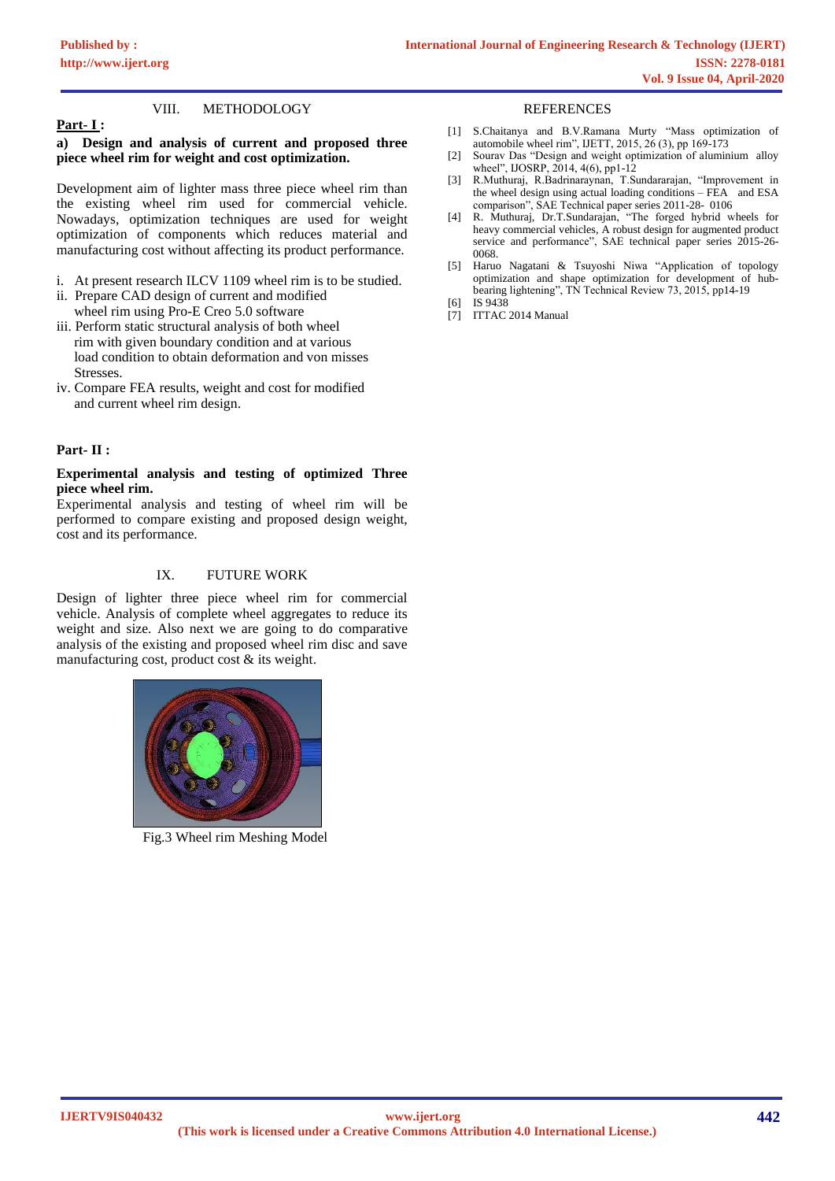## VIII. METHODOLOGY

**Part- I :**

**a) Design and analysis of current and proposed three piece wheel rim for weight and cost optimization.**

Development aim of lighter mass three piece wheel rim than the existing wheel rim used for commercial vehicle. Nowadays, optimization techniques are used for weight optimization of components which reduces material and manufacturing cost without affecting its product performance.

i. At present research ILCV 1109 wheel rim is to be studied.
ii. Prepare CAD design of current and modified wheel rim using Pro-E Creo 5.0 software
iii. Perform static structural analysis of both wheel rim with given boundary condition and at various load condition to obtain deformation and von misses Stresses.
iv. Compare FEA results, weight and cost for modified and current wheel rim design.

**Part- II :**

**Experimental analysis and testing of optimized Three piece wheel rim.**

Experimental analysis and testing of wheel rim will be performed to compare existing and proposed design weight, cost and its performance.

## IX. FUTURE WORK

Design of lighter three piece wheel rim for commercial vehicle. Analysis of complete wheel aggregates to reduce its weight and size. Also next we are going to do comparative analysis of the existing and proposed wheel rim disc and save manufacturing cost, product cost & its weight.

Fig.3 Wheel rim Meshing Model

## REFERENCES

[1] S.Chaitanya and B.V.Ramana Murty "Mass optimization of automobile wheel rim", IJETT, 2015, 26 (3), pp 169-173
[2] Sourav Das "Design and weight optimization of aluminium alloy wheel", IJOSRP, 2014, 4(6), pp1-12
[3] R.Muthuraj, R.Badrinaraynan, T.Sundararajan, "Improvement in the wheel design using actual loading conditions – FEA and ESA comparison", SAE Technical paper series 2011-28- 0106
[4] R. Muthuraj, Dr.T.Sundarajan, "The forged hybrid wheels for heavy commercial vehicles, A robust design for augmented product service and performance", SAE technical paper series 2015-26-0068.
[5] Haruo Nagatani & Tsuyoshi Niwa "Application of topology optimization and shape optimization for development of hub-bearing lightening", TN Technical Review 73, 2015, pp14-19
[6] IS 9438
[7] ITTAC 2014 Manual